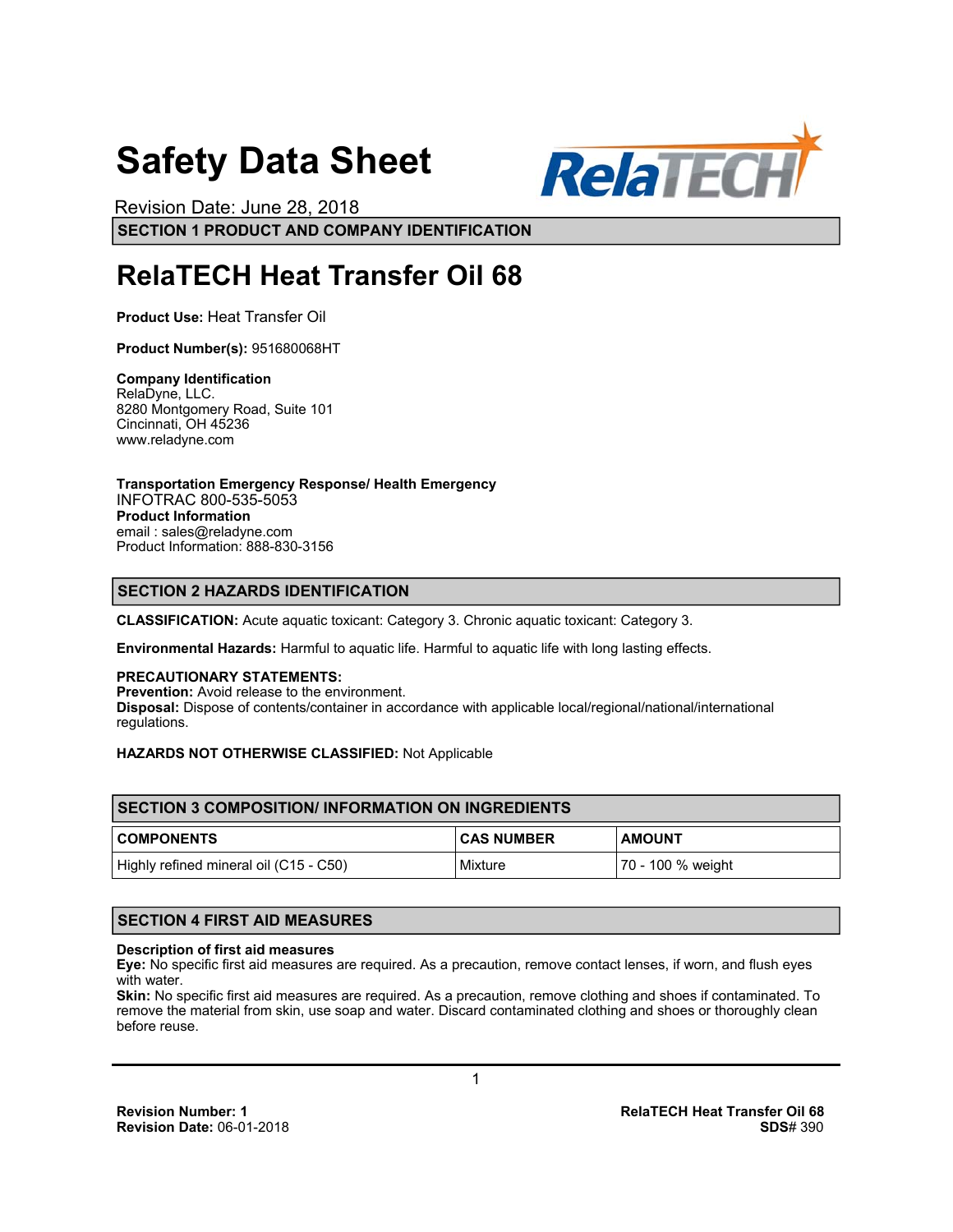# Safety Data Sheet

Revision Date: June 28, 2018

## SECTION 1 PRODUCT AND COMPANY IDENTIFICATION

# RelaTECH Heat Transfer Oil 68

**Product Use:** Heat Transfer Oil

**Product Number(s):** 951680068HT

**Company Identification**
RelaDyne, LLC.
8280 Montgomery Road, Suite 101
Cincinnati, OH 45236
www.reladyne.com

**Transportation Emergency Response/ Health Emergency**
INFOTRAC 800-535-5053
**Product Information**
email : sales@reladyne.com
Product Information: 888-830-3156

## SECTION 2 HAZARDS IDENTIFICATION

**CLASSIFICATION:** Acute aquatic toxicant: Category 3. Chronic aquatic toxicant: Category 3.

**Environmental Hazards:** Harmful to aquatic life. Harmful to aquatic life with long lasting effects.

**PRECAUTIONARY STATEMENTS:**
**Prevention:** Avoid release to the environment.
**Disposal:** Dispose of contents/container in accordance with applicable local/regional/national/international regulations.

**HAZARDS NOT OTHERWISE CLASSIFIED:** Not Applicable

## SECTION 3 COMPOSITION/ INFORMATION ON INGREDIENTS

| COMPONENTS | CAS NUMBER | AMOUNT |
|---|---|---|
| Highly refined mineral oil (C15 - C50) | Mixture | 70 - 100 % weight |

## SECTION 4 FIRST AID MEASURES

**Description of first aid measures**
**Eye:** No specific first aid measures are required. As a precaution, remove contact lenses, if worn, and flush eyes with water.
**Skin:** No specific first aid measures are required. As a precaution, remove clothing and shoes if contaminated. To remove the material from skin, use soap and water. Discard contaminated clothing and shoes or thoroughly clean before reuse.

**Revision Number:** 1
**Revision Date:** 06-01-2018

**RelaTECH Heat Transfer Oil 68**
**SDS#** 390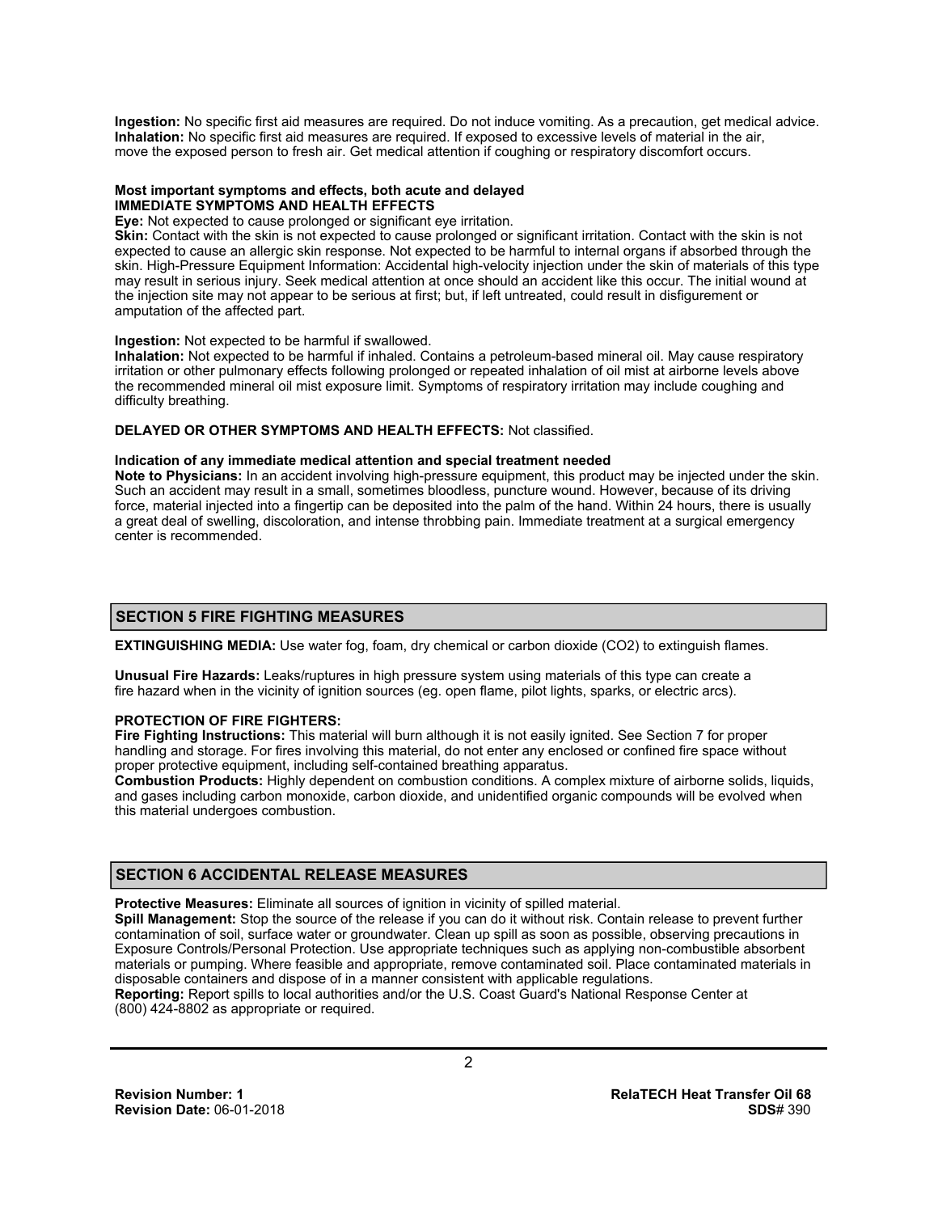**Ingestion:** No specific first aid measures are required. Do not induce vomiting. As a precaution, get medical advice.
**Inhalation:** No specific first aid measures are required. If exposed to excessive levels of material in the air, move the exposed person to fresh air. Get medical attention if coughing or respiratory discomfort occurs.

**Most important symptoms and effects, both acute and delayed**
**IMMEDIATE SYMPTOMS AND HEALTH EFFECTS**
**Eye:** Not expected to cause prolonged or significant eye irritation.
**Skin:** Contact with the skin is not expected to cause prolonged or significant irritation. Contact with the skin is not expected to cause an allergic skin response. Not expected to be harmful to internal organs if absorbed through the skin. High-Pressure Equipment Information: Accidental high-velocity injection under the skin of materials of this type may result in serious injury. Seek medical attention at once should an accident like this occur. The initial wound at the injection site may not appear to be serious at first; but, if left untreated, could result in disfigurement or amputation of the affected part.

**Ingestion:** Not expected to be harmful if swallowed.
**Inhalation:** Not expected to be harmful if inhaled. Contains a petroleum-based mineral oil. May cause respiratory irritation or other pulmonary effects following prolonged or repeated inhalation of oil mist at airborne levels above the recommended mineral oil mist exposure limit. Symptoms of respiratory irritation may include coughing and difficulty breathing.

**DELAYED OR OTHER SYMPTOMS AND HEALTH EFFECTS:** Not classified.

**Indication of any immediate medical attention and special treatment needed**
**Note to Physicians:** In an accident involving high-pressure equipment, this product may be injected under the skin. Such an accident may result in a small, sometimes bloodless, puncture wound. However, because of its driving force, material injected into a fingertip can be deposited into the palm of the hand. Within 24 hours, there is usually a great deal of swelling, discoloration, and intense throbbing pain. Immediate treatment at a surgical emergency center is recommended.

## SECTION 5 FIRE FIGHTING MEASURES

**EXTINGUISHING MEDIA:** Use water fog, foam, dry chemical or carbon dioxide ($CO_2$) to extinguish flames.

**Unusual Fire Hazards:** Leaks/ruptures in high pressure system using materials of this type can create a fire hazard when in the vicinity of ignition sources (eg. open flame, pilot lights, sparks, or electric arcs).

**PROTECTION OF FIRE FIGHTERS:**
**Fire Fighting Instructions:** This material will burn although it is not easily ignited. See Section 7 for proper handling and storage. For fires involving this material, do not enter any enclosed or confined fire space without proper protective equipment, including self-contained breathing apparatus.
**Combustion Products:** Highly dependent on combustion conditions. A complex mixture of airborne solids, liquids, and gases including carbon monoxide, carbon dioxide, and unidentified organic compounds will be evolved when this material undergoes combustion.

## SECTION 6 ACCIDENTAL RELEASE MEASURES

**Protective Measures:** Eliminate all sources of ignition in vicinity of spilled material.
**Spill Management:** Stop the source of the release if you can do it without risk. Contain release to prevent further contamination of soil, surface water or groundwater. Clean up spill as soon as possible, observing precautions in Exposure Controls/Personal Protection. Use appropriate techniques such as applying non-combustible absorbent materials or pumping. Where feasible and appropriate, remove contaminated soil. Place contaminated materials in disposable containers and dispose of in a manner consistent with applicable regulations.
**Reporting:** Report spills to local authorities and/or the U.S. Coast Guard's National Response Center at (800) 424-8802 as appropriate or required.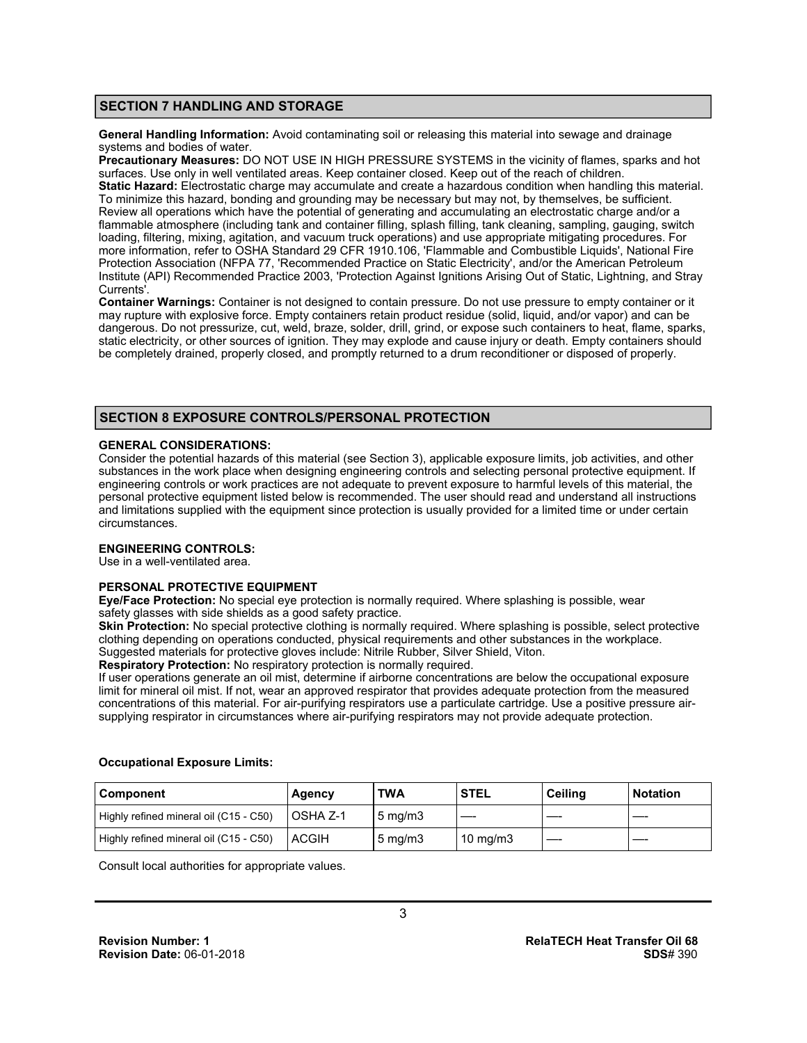## SECTION 7 HANDLING AND STORAGE

**General Handling Information:** Avoid contaminating soil or releasing this material into sewage and drainage systems and bodies of water.

**Precautionary Measures:** DO NOT USE IN HIGH PRESSURE SYSTEMS in the vicinity of flames, sparks and hot surfaces. Use only in well ventilated areas. Keep container closed. Keep out of the reach of children.

**Static Hazard:** Electrostatic charge may accumulate and create a hazardous condition when handling this material. To minimize this hazard, bonding and grounding may be necessary but may not, by themselves, be sufficient. Review all operations which have the potential of generating and accumulating an electrostatic charge and/or a flammable atmosphere (including tank and container filling, splash filling, tank cleaning, sampling, gauging, switch loading, filtering, mixing, agitation, and vacuum truck operations) and use appropriate mitigating procedures. For more information, refer to OSHA Standard 29 CFR 1910.106, 'Flammable and Combustible Liquids', National Fire Protection Association (NFPA 77, 'Recommended Practice on Static Electricity', and/or the American Petroleum Institute (API) Recommended Practice 2003, 'Protection Against Ignitions Arising Out of Static, Lightning, and Stray Currents'.

**Container Warnings:** Container is not designed to contain pressure. Do not use pressure to empty container or it may rupture with explosive force. Empty containers retain product residue (solid, liquid, and/or vapor) and can be dangerous. Do not pressurize, cut, weld, braze, solder, drill, grind, or expose such containers to heat, flame, sparks, static electricity, or other sources of ignition. They may explode and cause injury or death. Empty containers should be completely drained, properly closed, and promptly returned to a drum reconditioner or disposed of properly.

## SECTION 8 EXPOSURE CONTROLS/PERSONAL PROTECTION

**GENERAL CONSIDERATIONS:**

Consider the potential hazards of this material (see Section 3), applicable exposure limits, job activities, and other substances in the work place when designing engineering controls and selecting personal protective equipment. If engineering controls or work practices are not adequate to prevent exposure to harmful levels of this material, the personal protective equipment listed below is recommended. The user should read and understand all instructions and limitations supplied with the equipment since protection is usually provided for a limited time or under certain circumstances.

**ENGINEERING CONTROLS:**

Use in a well-ventilated area.

**PERSONAL PROTECTIVE EQUIPMENT**

**Eye/Face Protection:** No special eye protection is normally required. Where splashing is possible, wear safety glasses with side shields as a good safety practice.

**Skin Protection:** No special protective clothing is normally required. Where splashing is possible, select protective clothing depending on operations conducted, physical requirements and other substances in the workplace. Suggested materials for protective gloves include: Nitrile Rubber, Silver Shield, Viton.

**Respiratory Protection:** No respiratory protection is normally required.

If user operations generate an oil mist, determine if airborne concentrations are below the occupational exposure limit for mineral oil mist. If not, wear an approved respirator that provides adequate protection from the measured concentrations of this material. For air-purifying respirators use a particulate cartridge. Use a positive pressure air-supplying respirator in circumstances where air-purifying respirators may not provide adequate protection.

**Occupational Exposure Limits:**

| Component | Agency | TWA | STEL | Ceiling | Notation |
|---|---|---|---|---|---|
| Highly refined mineral oil (C15 - C50) | OSHA Z-1 | 5 mg/m3 | ---- | ---- | ---- |
| Highly refined mineral oil (C15 - C50) | ACGIH | 5 mg/m3 | 10 mg/m3 | ---- | ---- |

Consult local authorities for appropriate values.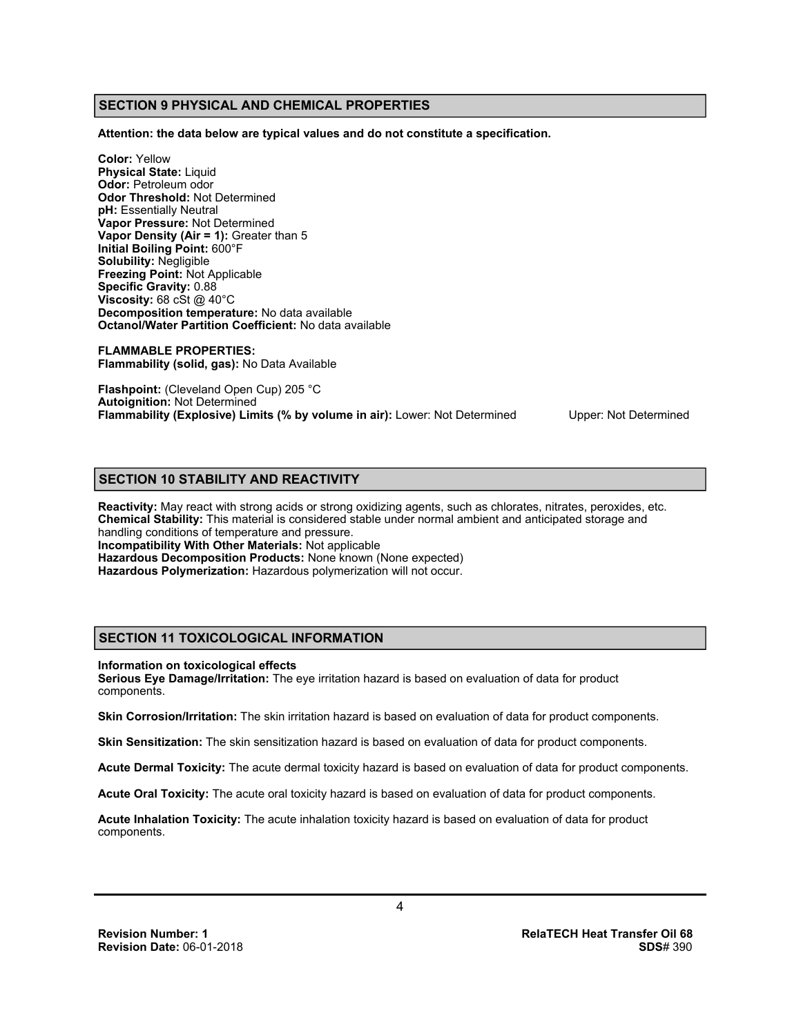## SECTION 9 PHYSICAL AND CHEMICAL PROPERTIES

**Attention: the data below are typical values and do not constitute a specification.**

**Color:** Yellow
**Physical State:** Liquid
**Odor:** Petroleum odor
**Odor Threshold:** Not Determined
**pH:** Essentially Neutral
**Vapor Pressure:** Not Determined
**Vapor Density (Air = 1):** Greater than 5
**Initial Boiling Point:** 600°F
**Solubility:** Negligible
**Freezing Point:** Not Applicable
**Specific Gravity:** 0.88
**Viscosity:** 68 cSt @ 40°C
**Decomposition temperature:** No data available
**Octanol/Water Partition Coefficient:** No data available

**FLAMMABLE PROPERTIES:**
**Flammability (solid, gas):** No Data Available

**Flashpoint:** (Cleveland Open Cup) 205 °C
**Autoignition:** Not Determined
**Flammability (Explosive) Limits (% by volume in air):** Lower: Not Determined Upper: Not Determined

## SECTION 10 STABILITY AND REACTIVITY

**Reactivity:** May react with strong acids or strong oxidizing agents, such as chlorates, nitrates, peroxides, etc.
**Chemical Stability:** This material is considered stable under normal ambient and anticipated storage and handling conditions of temperature and pressure.
**Incompatibility With Other Materials:** Not applicable
**Hazardous Decomposition Products:** None known (None expected)
**Hazardous Polymerization:** Hazardous polymerization will not occur.

## SECTION 11 TOXICOLOGICAL INFORMATION

**Information on toxicological effects**
**Serious Eye Damage/Irritation:** The eye irritation hazard is based on evaluation of data for product components.

**Skin Corrosion/Irritation:** The skin irritation hazard is based on evaluation of data for product components.

**Skin Sensitization:** The skin sensitization hazard is based on evaluation of data for product components.

**Acute Dermal Toxicity:** The acute dermal toxicity hazard is based on evaluation of data for product components.

**Acute Oral Toxicity:** The acute oral toxicity hazard is based on evaluation of data for product components.

**Acute Inhalation Toxicity:** The acute inhalation toxicity hazard is based on evaluation of data for product components.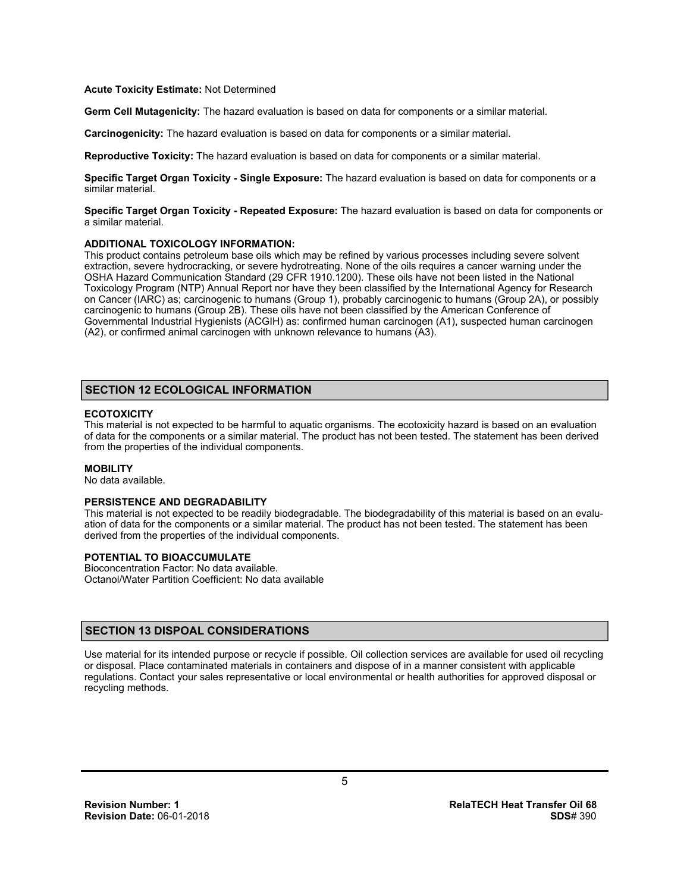**Acute Toxicity Estimate:** Not Determined

**Germ Cell Mutagenicity:** The hazard evaluation is based on data for components or a similar material.

**Carcinogenicity:** The hazard evaluation is based on data for components or a similar material.

**Reproductive Toxicity:** The hazard evaluation is based on data for components or a similar material.

**Specific Target Organ Toxicity - Single Exposure:** The hazard evaluation is based on data for components or a similar material.

**Specific Target Organ Toxicity - Repeated Exposure:** The hazard evaluation is based on data for components or a similar material.

**ADDITIONAL TOXICOLOGY INFORMATION:**
This product contains petroleum base oils which may be refined by various processes including severe solvent extraction, severe hydrocracking, or severe hydrotreating. None of the oils requires a cancer warning under the OSHA Hazard Communication Standard (29 CFR 1910.1200). These oils have not been listed in the National Toxicology Program (NTP) Annual Report nor have they been classified by the International Agency for Research on Cancer (IARC) as; carcinogenic to humans (Group 1), probably carcinogenic to humans (Group 2A), or possibly carcinogenic to humans (Group 2B). These oils have not been classified by the American Conference of Governmental Industrial Hygienists (ACGIH) as: confirmed human carcinogen (A1), suspected human carcinogen (A2), or confirmed animal carcinogen with unknown relevance to humans (A3).

## SECTION 12 ECOLOGICAL INFORMATION

**ECOTOXICITY**
This material is not expected to be harmful to aquatic organisms. The ecotoxicity hazard is based on an evaluation of data for the components or a similar material. The product has not been tested. The statement has been derived from the properties of the individual components.

**MOBILITY**
No data available.

**PERSISTENCE AND DEGRADABILITY**
This material is not expected to be readily biodegradable. The biodegradability of this material is based on an evaluation of data for the components or a similar material. The product has not been tested. The statement has been derived from the properties of the individual components.

**POTENTIAL TO BIOACCUMULATE**
Bioconcentration Factor: No data available.
Octanol/Water Partition Coefficient: No data available

## SECTION 13 DISPOAL CONSIDERATIONS

Use material for its intended purpose or recycle if possible. Oil collection services are available for used oil recycling or disposal. Place contaminated materials in containers and dispose of in a manner consistent with applicable regulations. Contact your sales representative or local environmental or health authorities for approved disposal or recycling methods.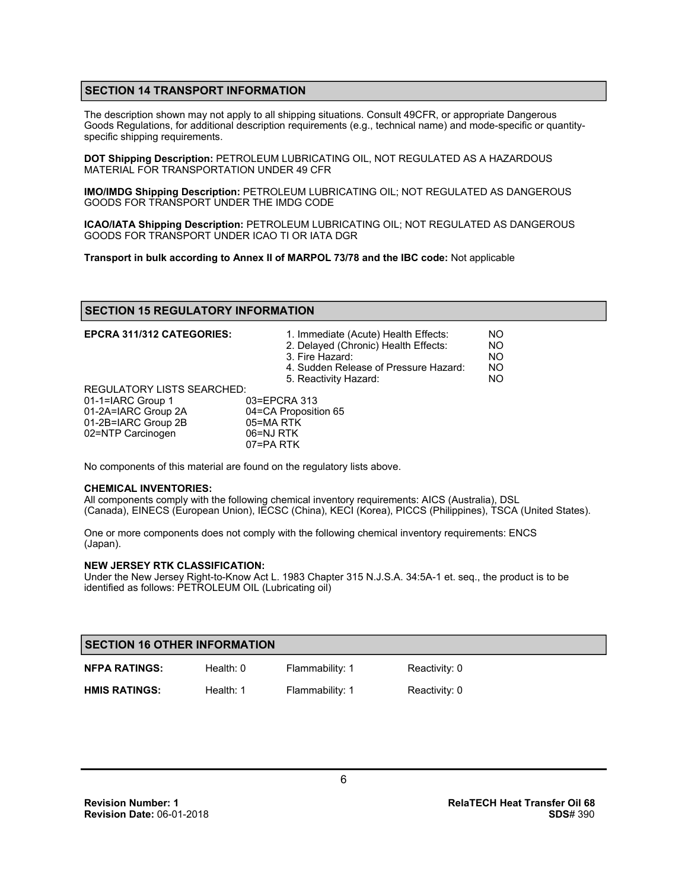## SECTION 14 TRANSPORT INFORMATION

The description shown may not apply to all shipping situations. Consult 49CFR, or appropriate Dangerous Goods Regulations, for additional description requirements (e.g., technical name) and mode-specific or quantity-specific shipping requirements.

**DOT Shipping Description:** PETROLEUM LUBRICATING OIL, NOT REGULATED AS A HAZARDOUS MATERIAL FOR TRANSPORTATION UNDER 49 CFR

**IMO/IMDG Shipping Description:** PETROLEUM LUBRICATING OIL; NOT REGULATED AS DANGEROUS GOODS FOR TRANSPORT UNDER THE IMDG CODE

**ICAO/IATA Shipping Description:** PETROLEUM LUBRICATING OIL; NOT REGULATED AS DANGEROUS GOODS FOR TRANSPORT UNDER ICAO TI OR IATA DGR

**Transport in bulk according to Annex II of MARPOL 73/78 and the IBC code:** Not applicable

## SECTION 15 REGULATORY INFORMATION

**EPCRA 311/312 CATEGORIES:**

| | |
|---|---|
| 1. Immediate (Acute) Health Effects: | NO |
| 2. Delayed (Chronic) Health Effects: | NO |
| 3. Fire Hazard: | NO |
| 4. Sudden Release of Pressure Hazard: | NO |
| 5. Reactivity Hazard: | NO |

REGULATORY LISTS SEARCHED:

| | |
|---|---|
| 01-1=IARC Group 1 | 03=EPCRA 313 |
| 01-2A=IARC Group 2A | 04=CA Proposition 65 |
| 01-2B=IARC Group 2B | 05=MA RTK |
| 02=NTP Carcinogen | 06=NJ RTK |
| | 07=PA RTK |

No components of this material are found on the regulatory lists above.

**CHEMICAL INVENTORIES:**

All components comply with the following chemical inventory requirements: AICS (Australia), DSL (Canada), EINECS (European Union), IECSC (China), KECI (Korea), PICCS (Philippines), TSCA (United States).

One or more components does not comply with the following chemical inventory requirements: ENCS (Japan).

**NEW JERSEY RTK CLASSIFICATION:**

Under the New Jersey Right-to-Know Act L. 1983 Chapter 315 N.J.S.A. 34:5A-1 et. seq., the product is to be identified as follows: PETROLEUM OIL (Lubricating oil)

## SECTION 16 OTHER INFORMATION

| | | | |
|---|---|---|---|
| **NFPA RATINGS:** | Health: 0 | Flammability: 1 | Reactivity: 0 |
| **HMIS RATINGS:** | Health: 1 | Flammability: 1 | Reactivity: 0 |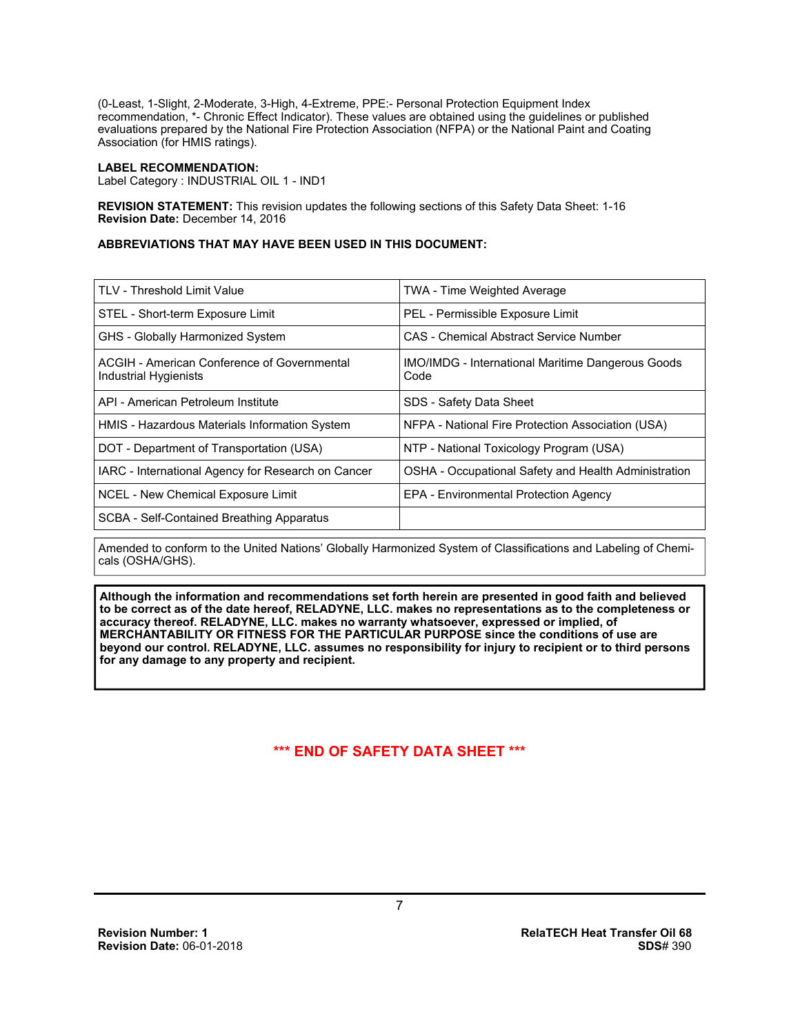(0-Least, 1-Slight, 2-Moderate, 3-High, 4-Extreme, PPE:- Personal Protection Equipment Index recommendation, *- Chronic Effect Indicator). These values are obtained using the guidelines or published evaluations prepared by the National Fire Protection Association (NFPA) or the National Paint and Coating Association (for HMIS ratings).

**LABEL RECOMMENDATION:**
Label Category : INDUSTRIAL OIL 1 - IND1

**REVISION STATEMENT:** This revision updates the following sections of this Safety Data Sheet: 1-16
**Revision Date:** December 14, 2016

**ABBREVIATIONS THAT MAY HAVE BEEN USED IN THIS DOCUMENT:**

| | |
|---|---|
| TLV - Threshold Limit Value | TWA - Time Weighted Average |
| STEL - Short-term Exposure Limit | PEL - Permissible Exposure Limit |
| GHS - Globally Harmonized System | CAS - Chemical Abstract Service Number |
| ACGIH - American Conference of Governmental Industrial Hygienists | IMO/IMDG - International Maritime Dangerous Goods Code |
| API - American Petroleum Institute | SDS - Safety Data Sheet |
| HMIS - Hazardous Materials Information System | NFPA - National Fire Protection Association (USA) |
| DOT - Department of Transportation (USA) | NTP - National Toxicology Program (USA) |
| IARC - International Agency for Research on Cancer | OSHA - Occupational Safety and Health Administration |
| NCEL - New Chemical Exposure Limit | EPA - Environmental Protection Agency |
| SCBA - Self-Contained Breathing Apparatus | |

Amended to conform to the United Nations' Globally Harmonized System of Classifications and Labeling of Chemicals (OSHA/GHS).

**Although the information and recommendations set forth herein are presented in good faith and believed to be correct as of the date hereof, RELADYNE, LLC. makes no representations as to the completeness or accuracy thereof. RELADYNE, LLC. makes no warranty whatsoever, expressed or implied, of MERCHANTABILITY OR FITNESS FOR THE PARTICULAR PURPOSE since the conditions of use are beyond our control. RELADYNE, LLC. assumes no responsibility for injury to recipient or to third persons for any damage to any property and recipient.**

**\*\*\* END OF SAFETY DATA SHEET \*\*\***